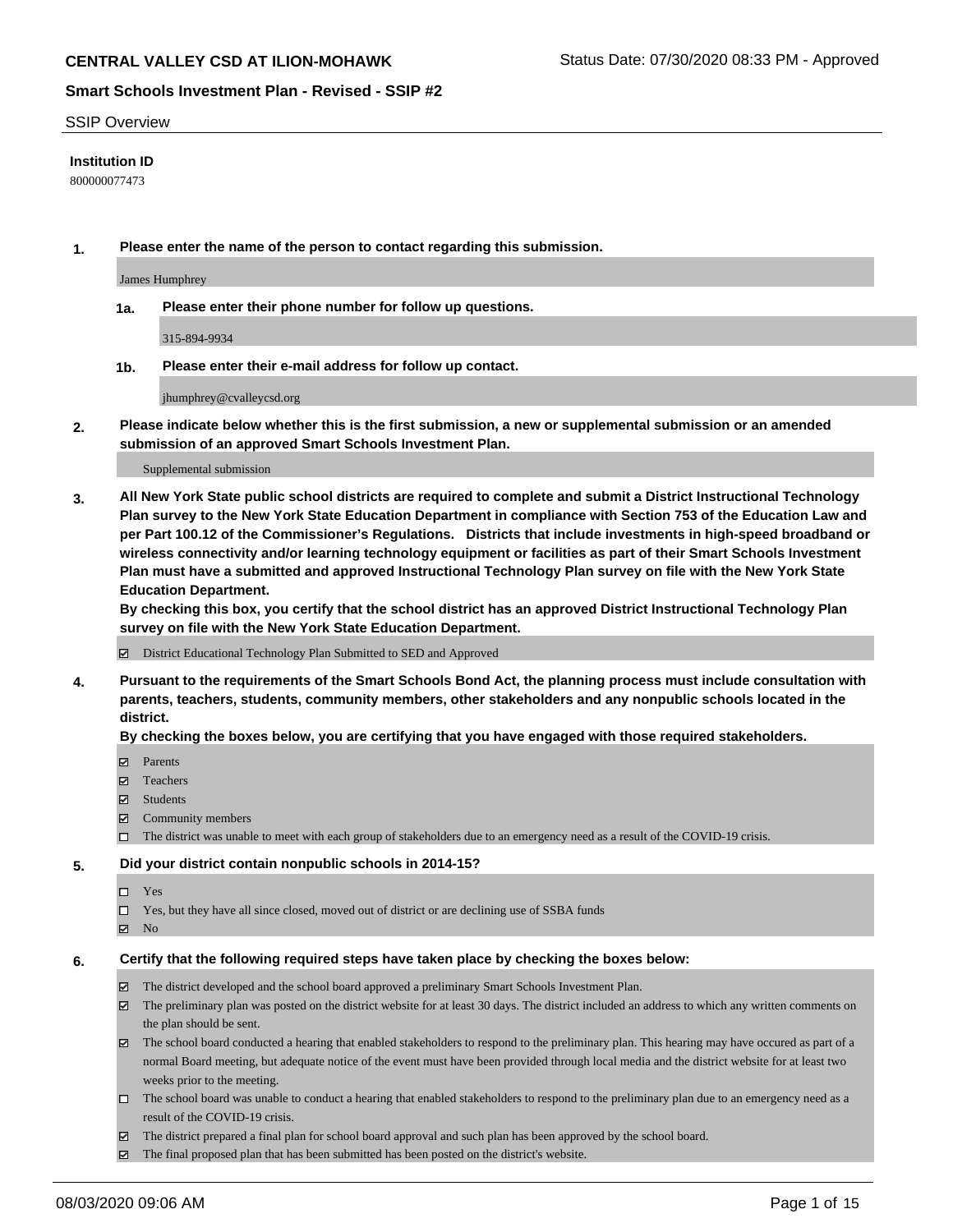# CENTRAL VALLEY CSD AT ILION-MOHAWK

Status Date: 07/30/2020 08:33 PM - Approved

## Smart Schools Investment Plan - Revised - SSIP #2

SSIP Overview

**Institution ID**

800000077473

**1. Please enter the name of the person to contact regarding this submission.**

James Humphrey

**1a. Please enter their phone number for follow up questions.**

315-894-9934

**1b. Please enter their e-mail address for follow up contact.**

jhumphrey@cvalleycsd.org

**2. Please indicate below whether this is the first submission, a new or supplemental submission or an amended submission of an approved Smart Schools Investment Plan.**

Supplemental submission

**3. All New York State public school districts are required to complete and submit a District Instructional Technology Plan survey to the New York State Education Department in compliance with Section 753 of the Education Law and per Part 100.12 of the Commissioner's Regulations. Districts that include investments in high-speed broadband or wireless connectivity and/or learning technology equipment or facilities as part of their Smart Schools Investment Plan must have a submitted and approved Instructional Technology Plan survey on file with the New York State Education Department.**
**By checking this box, you certify that the school district has an approved District Instructional Technology Plan survey on file with the New York State Education Department.**

- ☑ District Educational Technology Plan Submitted to SED and Approved

**4. Pursuant to the requirements of the Smart Schools Bond Act, the planning process must include consultation with parents, teachers, students, community members, other stakeholders and any nonpublic schools located in the district.**
**By checking the boxes below, you are certifying that you have engaged with those required stakeholders.**

- ☑ Parents
- ☑ Teachers
- ☑ Students
- ☑ Community members
- ☐ The district was unable to meet with each group of stakeholders due to an emergency need as a result of the COVID-19 crisis.

**5. Did your district contain nonpublic schools in 2014-15?**

- ☐ Yes
- ☐ Yes, but they have all since closed, moved out of district or are declining use of SSBA funds
- ☑ No

**6. Certify that the following required steps have taken place by checking the boxes below:**

- ☑ The district developed and the school board approved a preliminary Smart Schools Investment Plan.
- ☑ The preliminary plan was posted on the district website for at least 30 days. The district included an address to which any written comments on the plan should be sent.
- ☑ The school board conducted a hearing that enabled stakeholders to respond to the preliminary plan. This hearing may have occured as part of a normal Board meeting, but adequate notice of the event must have been provided through local media and the district website for at least two weeks prior to the meeting.
- ☐ The school board was unable to conduct a hearing that enabled stakeholders to respond to the preliminary plan due to an emergency need as a result of the COVID-19 crisis.
- ☑ The district prepared a final plan for school board approval and such plan has been approved by the school board.
- ☑ The final proposed plan that has been submitted has been posted on the district's website.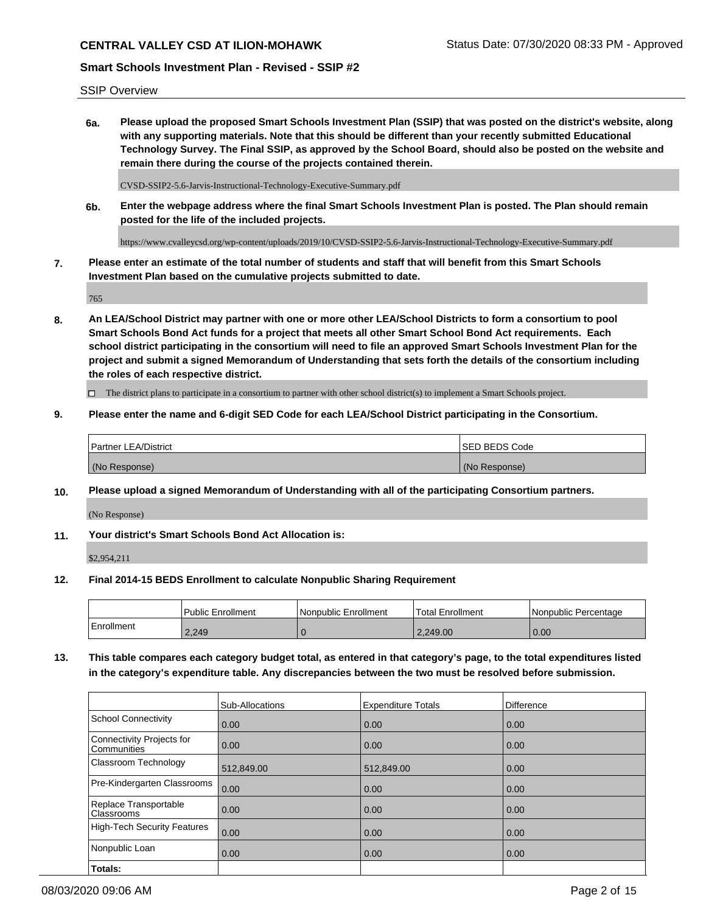SSIP Overview

**6a. Please upload the proposed Smart Schools Investment Plan (SSIP) that was posted on the district's website, along with any supporting materials. Note that this should be different than your recently submitted Educational Technology Survey. The Final SSIP, as approved by the School Board, should also be posted on the website and remain there during the course of the projects contained therein.**

CVSD-SSIP2-5.6-Jarvis-Instructional-Technology-Executive-Summary.pdf

**6b. Enter the webpage address where the final Smart Schools Investment Plan is posted. The Plan should remain posted for the life of the included projects.**

https://www.cvalleycsd.org/wp-content/uploads/2019/10/CVSD-SSIP2-5.6-Jarvis-Instructional-Technology-Executive-Summary.pdf

**7. Please enter an estimate of the total number of students and staff that will benefit from this Smart Schools Investment Plan based on the cumulative projects submitted to date.**

765

**8. An LEA/School District may partner with one or more other LEA/School Districts to form a consortium to pool Smart Schools Bond Act funds for a project that meets all other Smart School Bond Act requirements. Each school district participating in the consortium will need to file an approved Smart Schools Investment Plan for the project and submit a signed Memorandum of Understanding that sets forth the details of the consortium including the roles of each respective district.**

☐ The district plans to participate in a consortium to partner with other school district(s) to implement a Smart Schools project.

**9. Please enter the name and 6-digit SED Code for each LEA/School District participating in the Consortium.**

| Partner LEA/District | SED BEDS Code |
|---|---|
| (No Response) | (No Response) |

**10. Please upload a signed Memorandum of Understanding with all of the participating Consortium partners.**

(No Response)

**11. Your district's Smart Schools Bond Act Allocation is:**

$2,954,211

**12. Final 2014-15 BEDS Enrollment to calculate Nonpublic Sharing Requirement**

| | Public Enrollment | Nonpublic Enrollment | Total Enrollment | Nonpublic Percentage |
|---|---|---|---|---|
| Enrollment | 2,249 | 0 | 2,249.00 | 0.00 |

**13. This table compares each category budget total, as entered in that category's page, to the total expenditures listed in the category's expenditure table. Any discrepancies between the two must be resolved before submission.**

| | Sub-Allocations | Expenditure Totals | Difference |
|---|---|---|---|
| School Connectivity | 0.00 | 0.00 | 0.00 |
| Connectivity Projects for Communities | 0.00 | 0.00 | 0.00 |
| Classroom Technology | 512,849.00 | 512,849.00 | 0.00 |
| Pre-Kindergarten Classrooms | 0.00 | 0.00 | 0.00 |
| Replace Transportable Classrooms | 0.00 | 0.00 | 0.00 |
| High-Tech Security Features | 0.00 | 0.00 | 0.00 |
| Nonpublic Loan | 0.00 | 0.00 | 0.00 |
| **Totals:** | | | |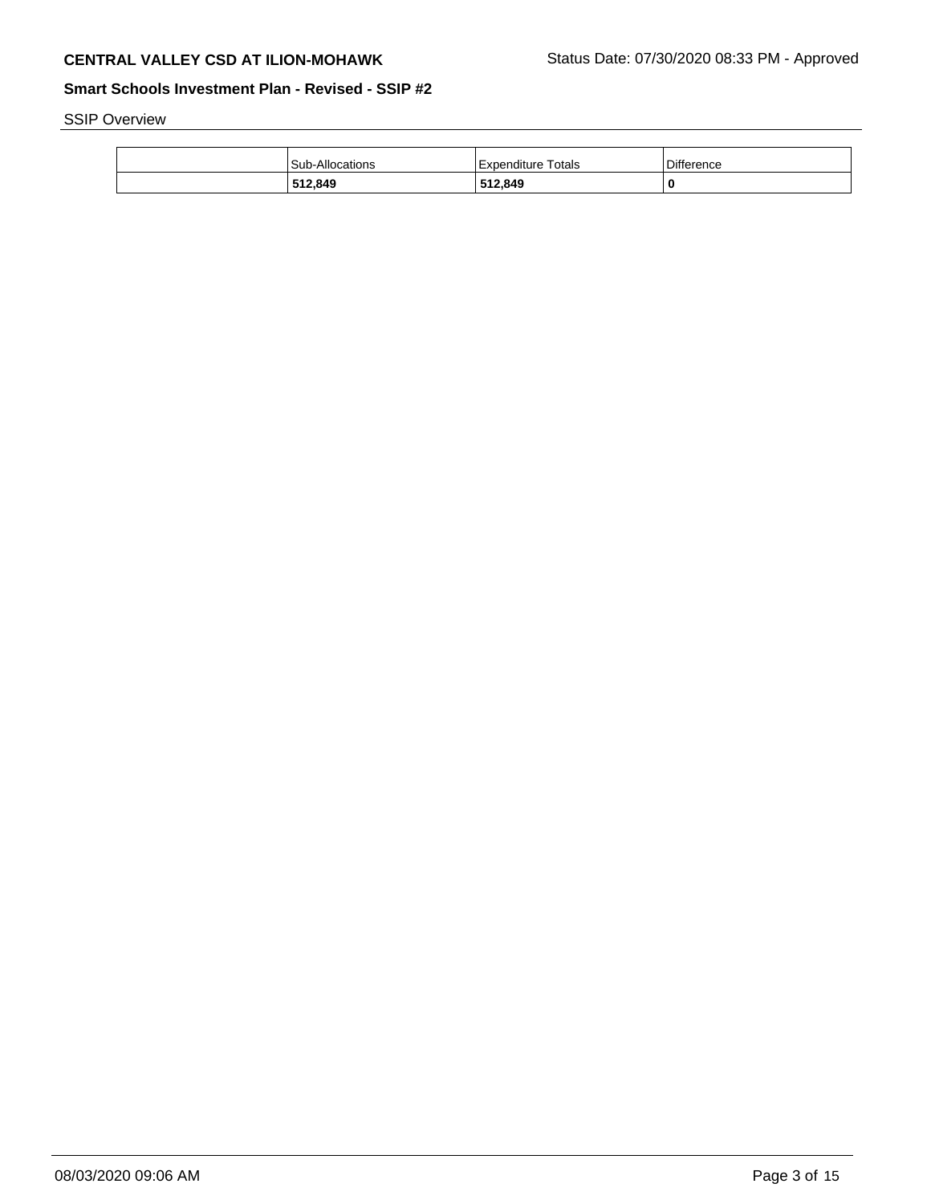SSIP Overview

| | Sub-Allocations | Expenditure Totals | Difference |
|---|---|---|---|
| | **512,849** | **512,849** | **0** |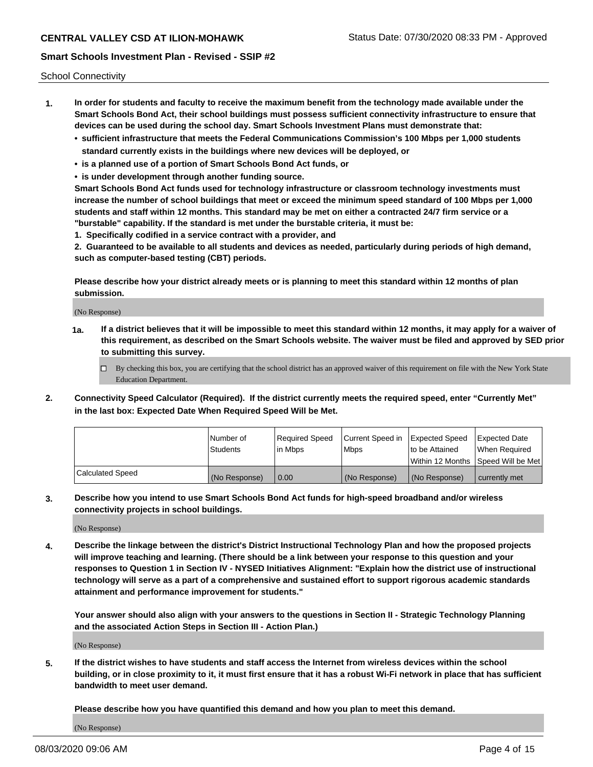School Connectivity

1. **In order for students and faculty to receive the maximum benefit from the technology made available under the Smart Schools Bond Act, their school buildings must possess sufficient connectivity infrastructure to ensure that devices can be used during the school day. Smart Schools Investment Plans must demonstrate that:**
   - **sufficient infrastructure that meets the Federal Communications Commission's 100 Mbps per 1,000 students standard currently exists in the buildings where new devices will be deployed, or**
   - **is a planned use of a portion of Smart Schools Bond Act funds, or**
   - **is under development through another funding source.**

   **Smart Schools Bond Act funds used for technology infrastructure or classroom technology investments must increase the number of school buildings that meet or exceed the minimum speed standard of 100 Mbps per 1,000 students and staff within 12 months. This standard may be met on either a contracted 24/7 firm service or a "burstable" capability. If the standard is met under the burstable criteria, it must be:**

   **1. Specifically codified in a service contract with a provider, and**

   **2. Guaranteed to be available to all students and devices as needed, particularly during periods of high demand, such as computer-based testing (CBT) periods.**

   **Please describe how your district already meets or is planning to meet this standard within 12 months of plan submission.**

   (No Response)

   **1a. If a district believes that it will be impossible to meet this standard within 12 months, it may apply for a waiver of this requirement, as described on the Smart Schools website. The waiver must be filed and approved by SED prior to submitting this survey.**

   ☐ By checking this box, you are certifying that the school district has an approved waiver of this requirement on file with the New York State Education Department.

2. **Connectivity Speed Calculator (Required). If the district currently meets the required speed, enter "Currently Met" in the last box: Expected Date When Required Speed Will be Met.**

|  | Number of Students | Required Speed in Mbps | Current Speed in Mbps | Expected Speed to be Attained Within 12 Months | Expected Date When Required Speed Will be Met |
|---|---|---|---|---|---|
| Calculated Speed | (No Response) | 0.00 | (No Response) | (No Response) | currently met |

3. **Describe how you intend to use Smart Schools Bond Act funds for high-speed broadband and/or wireless connectivity projects in school buildings.**

   (No Response)

4. **Describe the linkage between the district's District Instructional Technology Plan and how the proposed projects will improve teaching and learning. (There should be a link between your response to this question and your responses to Question 1 in Section IV - NYSED Initiatives Alignment: "Explain how the district use of instructional technology will serve as a part of a comprehensive and sustained effort to support rigorous academic standards attainment and performance improvement for students."**

   **Your answer should also align with your answers to the questions in Section II - Strategic Technology Planning and the associated Action Steps in Section III - Action Plan.)**

   (No Response)

5. **If the district wishes to have students and staff access the Internet from wireless devices within the school building, or in close proximity to it, it must first ensure that it has a robust Wi-Fi network in place that has sufficient bandwidth to meet user demand.**

   **Please describe how you have quantified this demand and how you plan to meet this demand.**

   (No Response)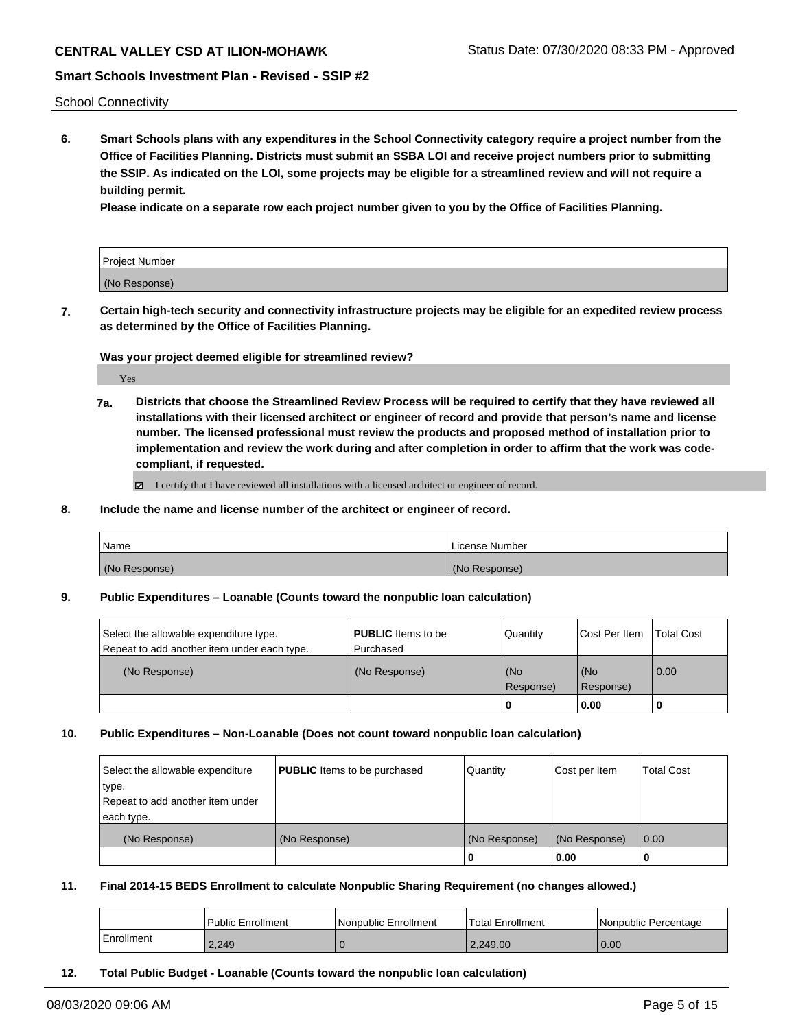School Connectivity

**6. Smart Schools plans with any expenditures in the School Connectivity category require a project number from the Office of Facilities Planning. Districts must submit an SSBA LOI and receive project numbers prior to submitting the SSIP. As indicated on the LOI, some projects may be eligible for a streamlined review and will not require a building permit.**

**Please indicate on a separate row each project number given to you by the Office of Facilities Planning.**

| Project Number |
|---|
| (No Response) |

**7. Certain high-tech security and connectivity infrastructure projects may be eligible for an expedited review process as determined by the Office of Facilities Planning.**

**Was your project deemed eligible for streamlined review?**

Yes

**7a. Districts that choose the Streamlined Review Process will be required to certify that they have reviewed all installations with their licensed architect or engineer of record and provide that person's name and license number. The licensed professional must review the products and proposed method of installation prior to implementation and review the work during and after completion in order to affirm that the work was code-compliant, if requested.**

☑ I certify that I have reviewed all installations with a licensed architect or engineer of record.

**8. Include the name and license number of the architect or engineer of record.**

| Name | License Number |
|---|---|
| (No Response) | (No Response) |

**9. Public Expenditures – Loanable (Counts toward the nonpublic loan calculation)**

| Select the allowable expenditure type. Repeat to add another item under each type. | **PUBLIC** Items to be Purchased | Quantity | Cost Per Item | Total Cost |
|---|---|---|---|---|
| (No Response) | (No Response) | (No Response) | (No Response) | 0.00 |
| | | **0** | **0.00** | **0** |

**10. Public Expenditures – Non-Loanable (Does not count toward nonpublic loan calculation)**

| Select the allowable expenditure type. Repeat to add another item under each type. | **PUBLIC** Items to be purchased | Quantity | Cost per Item | Total Cost |
|---|---|---|---|---|
| (No Response) | (No Response) | (No Response) | (No Response) | 0.00 |
| | | **0** | **0.00** | **0** |

**11. Final 2014-15 BEDS Enrollment to calculate Nonpublic Sharing Requirement (no changes allowed.)**

| | Public Enrollment | Nonpublic Enrollment | Total Enrollment | Nonpublic Percentage |
|---|---|---|---|---|
| Enrollment | 2,249 | 0 | 2,249.00 | 0.00 |

**12. Total Public Budget - Loanable (Counts toward the nonpublic loan calculation)**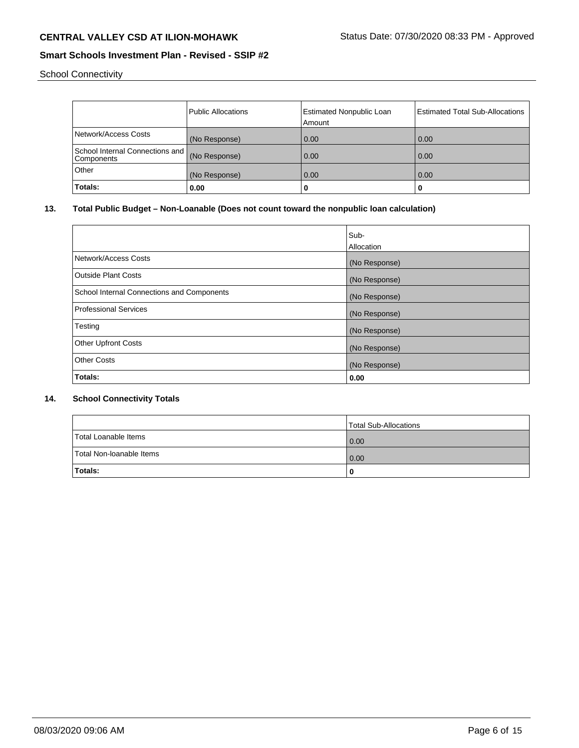School Connectivity

| | Public Allocations | Estimated Nonpublic Loan Amount | Estimated Total Sub-Allocations |
|---|---|---|---|
| Network/Access Costs | (No Response) | 0.00 | 0.00 |
| School Internal Connections and Components | (No Response) | 0.00 | 0.00 |
| Other | (No Response) | 0.00 | 0.00 |
| **Totals:** | **0.00** | **0** | **0** |

## 13. Total Public Budget – Non-Loanable (Does not count toward the nonpublic loan calculation)

| | Sub-Allocation |
|---|---|
| Network/Access Costs | (No Response) |
| Outside Plant Costs | (No Response) |
| School Internal Connections and Components | (No Response) |
| Professional Services | (No Response) |
| Testing | (No Response) |
| Other Upfront Costs | (No Response) |
| Other Costs | (No Response) |
| **Totals:** | **0.00** |

## 14. School Connectivity Totals

| | Total Sub-Allocations |
|---|---|
| Total Loanable Items | 0.00 |
| Total Non-loanable Items | 0.00 |
| **Totals:** | **0** |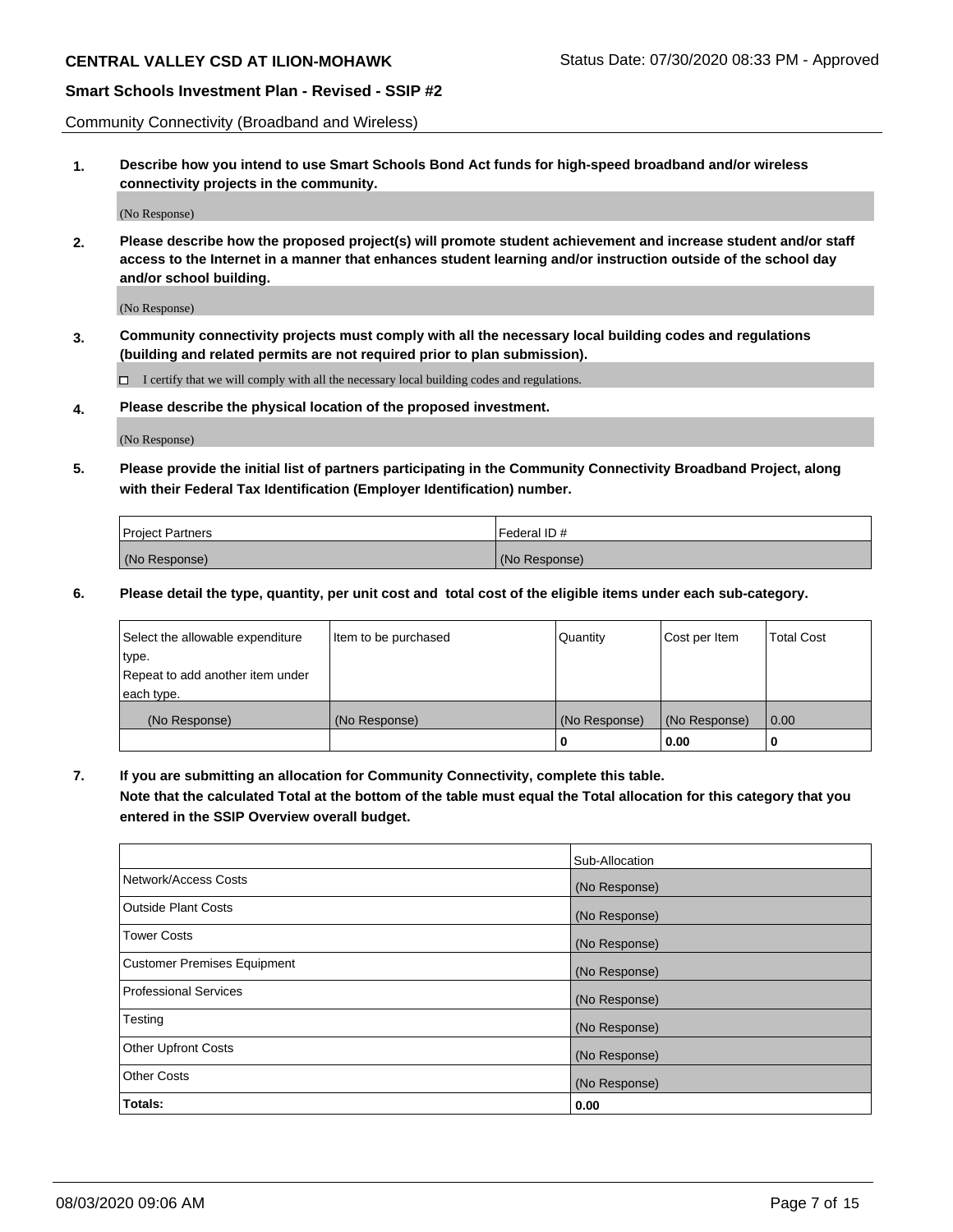Community Connectivity (Broadband and Wireless)

**1. Describe how you intend to use Smart Schools Bond Act funds for high-speed broadband and/or wireless connectivity projects in the community.**

(No Response)

**2. Please describe how the proposed project(s) will promote student achievement and increase student and/or staff access to the Internet in a manner that enhances student learning and/or instruction outside of the school day and/or school building.**

(No Response)

**3. Community connectivity projects must comply with all the necessary local building codes and regulations (building and related permits are not required prior to plan submission).**

☐ I certify that we will comply with all the necessary local building codes and regulations.

**4. Please describe the physical location of the proposed investment.**

(No Response)

**5. Please provide the initial list of partners participating in the Community Connectivity Broadband Project, along with their Federal Tax Identification (Employer Identification) number.**

| Project Partners | Federal ID # |
|---|---|
| (No Response) | (No Response) |

**6. Please detail the type, quantity, per unit cost and total cost of the eligible items under each sub-category.**

| Select the allowable expenditure type. Repeat to add another item under each type. | Item to be purchased | Quantity | Cost per Item | Total Cost |
|---|---|---|---|---|
| (No Response) | (No Response) | (No Response) | (No Response) | 0.00 |
| | | **0** | **0.00** | **0** |

**7. If you are submitting an allocation for Community Connectivity, complete this table. Note that the calculated Total at the bottom of the table must equal the Total allocation for this category that you entered in the SSIP Overview overall budget.**

| | Sub-Allocation |
|---|---|
| Network/Access Costs | (No Response) |
| Outside Plant Costs | (No Response) |
| Tower Costs | (No Response) |
| Customer Premises Equipment | (No Response) |
| Professional Services | (No Response) |
| Testing | (No Response) |
| Other Upfront Costs | (No Response) |
| Other Costs | (No Response) |
| **Totals:** | **0.00** |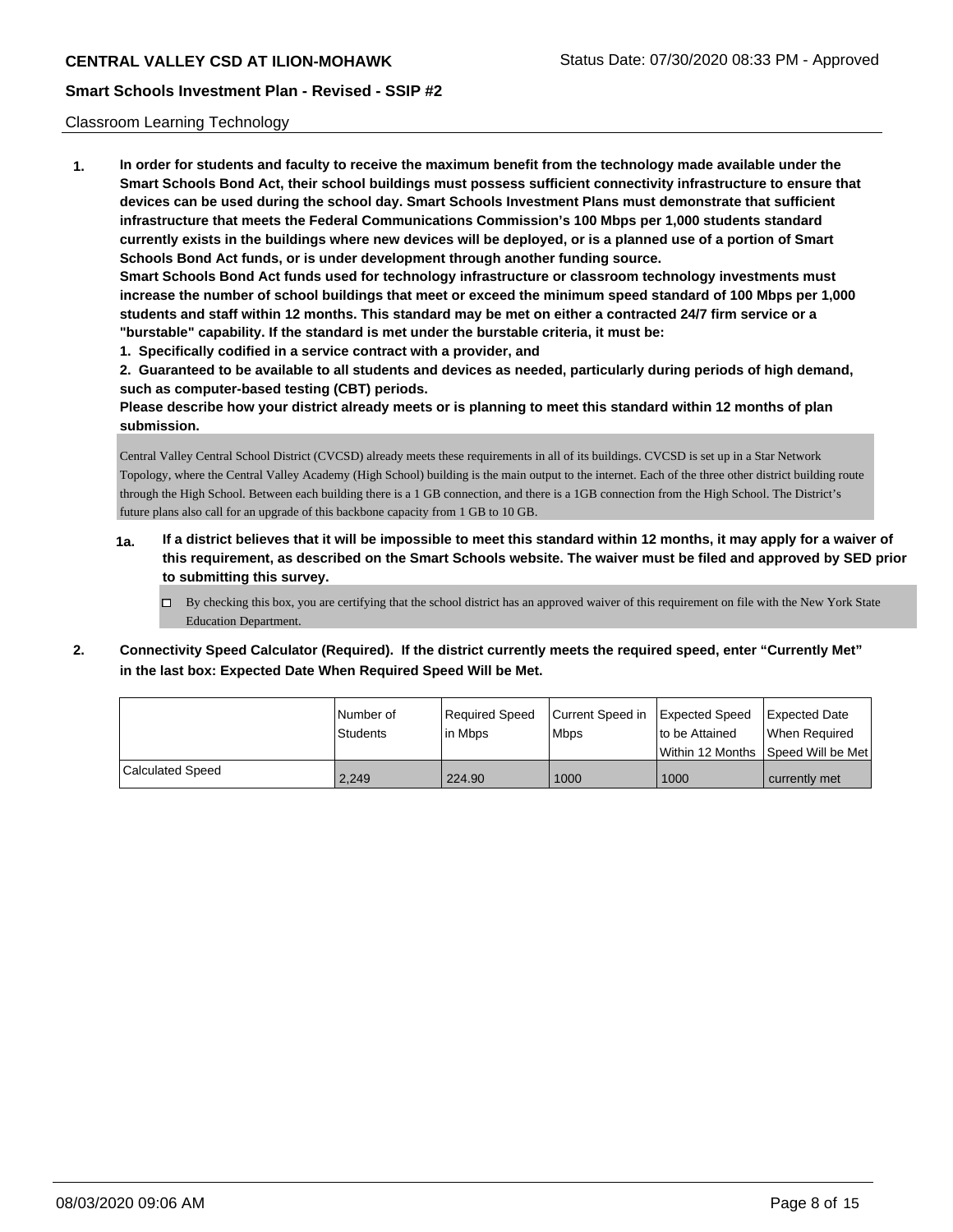Classroom Learning Technology

**1. In order for students and faculty to receive the maximum benefit from the technology made available under the Smart Schools Bond Act, their school buildings must possess sufficient connectivity infrastructure to ensure that devices can be used during the school day. Smart Schools Investment Plans must demonstrate that sufficient infrastructure that meets the Federal Communications Commission's 100 Mbps per 1,000 students standard currently exists in the buildings where new devices will be deployed, or is a planned use of a portion of Smart Schools Bond Act funds, or is under development through another funding source.**

**Smart Schools Bond Act funds used for technology infrastructure or classroom technology investments must increase the number of school buildings that meet or exceed the minimum speed standard of 100 Mbps per 1,000 students and staff within 12 months. This standard may be met on either a contracted 24/7 firm service or a "burstable" capability. If the standard is met under the burstable criteria, it must be:**

**1. Specifically codified in a service contract with a provider, and**

**2. Guaranteed to be available to all students and devices as needed, particularly during periods of high demand, such as computer-based testing (CBT) periods.**

**Please describe how your district already meets or is planning to meet this standard within 12 months of plan submission.**

Central Valley Central School District (CVCSD) already meets these requirements in all of its buildings. CVCSD is set up in a Star Network Topology, where the Central Valley Academy (High School) building is the main output to the internet. Each of the three other district building route through the High School. Between each building there is a 1 GB connection, and there is a 1GB connection from the High School. The District's future plans also call for an upgrade of this backbone capacity from 1 GB to 10 GB.

**1a. If a district believes that it will be impossible to meet this standard within 12 months, it may apply for a waiver of this requirement, as described on the Smart Schools website. The waiver must be filed and approved by SED prior to submitting this survey.**

☐ By checking this box, you are certifying that the school district has an approved waiver of this requirement on file with the New York State Education Department.

**2. Connectivity Speed Calculator (Required). If the district currently meets the required speed, enter "Currently Met" in the last box: Expected Date When Required Speed Will be Met.**

| | Number of Students | Required Speed in Mbps | Current Speed in Mbps | Expected Speed to be Attained Within 12 Months | Expected Date When Required Speed Will be Met |
|---|---|---|---|---|---|
| Calculated Speed | 2,249 | 224.90 | 1000 | 1000 | currently met |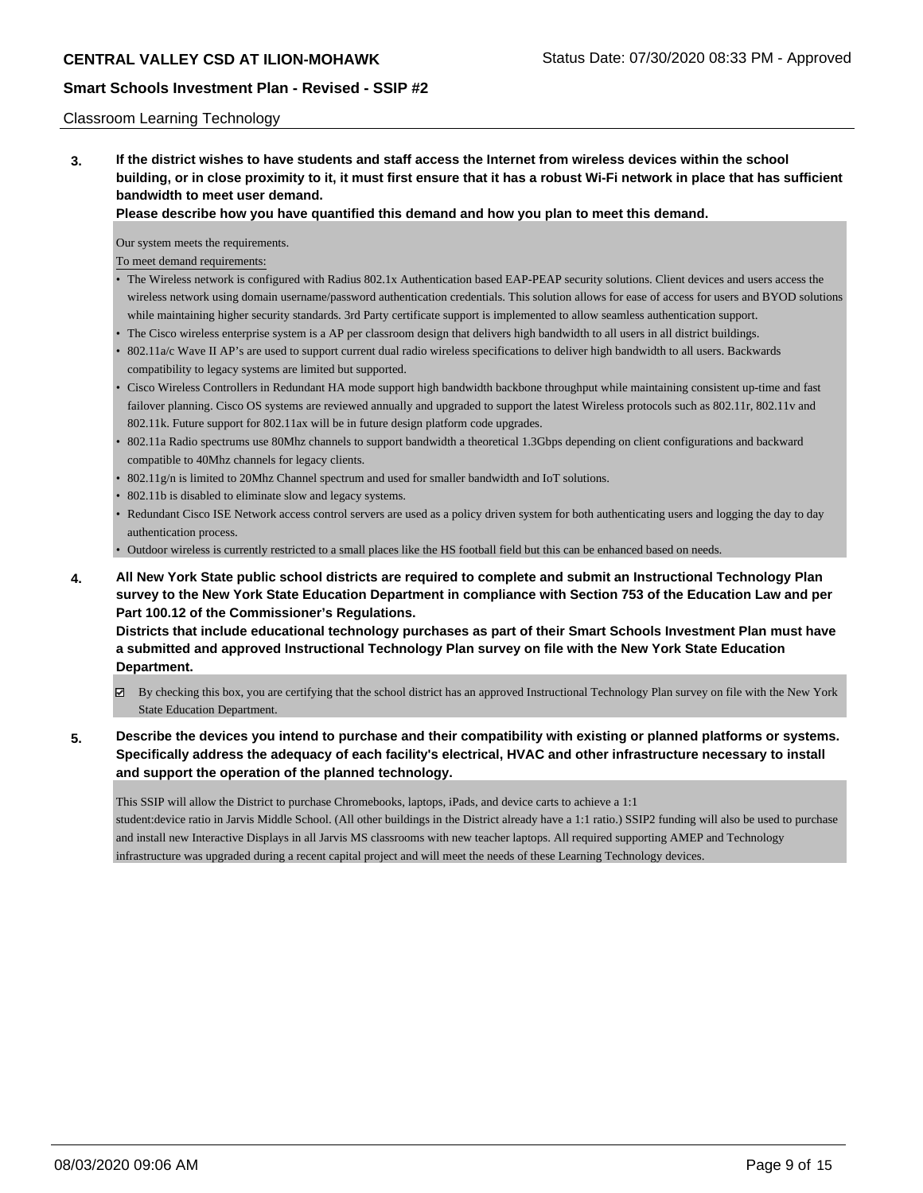Classroom Learning Technology

**3. If the district wishes to have students and staff access the Internet from wireless devices within the school building, or in close proximity to it, it must first ensure that it has a robust Wi-Fi network in place that has sufficient bandwidth to meet user demand.**

**Please describe how you have quantified this demand and how you plan to meet this demand.**

Our system meets the requirements.

To meet demand requirements:

- The Wireless network is configured with Radius 802.1x Authentication based EAP-PEAP security solutions. Client devices and users access the wireless network using domain username/password authentication credentials. This solution allows for ease of access for users and BYOD solutions while maintaining higher security standards. 3rd Party certificate support is implemented to allow seamless authentication support.
- The Cisco wireless enterprise system is a AP per classroom design that delivers high bandwidth to all users in all district buildings.
- 802.11a/c Wave II AP's are used to support current dual radio wireless specifications to deliver high bandwidth to all users. Backwards compatibility to legacy systems are limited but supported.
- Cisco Wireless Controllers in Redundant HA mode support high bandwidth backbone throughput while maintaining consistent up-time and fast failover planning. Cisco OS systems are reviewed annually and upgraded to support the latest Wireless protocols such as 802.11r, 802.11v and 802.11k. Future support for 802.11ax will be in future design platform code upgrades.
- 802.11a Radio spectrums use 80Mhz channels to support bandwidth a theoretical 1.3Gbps depending on client configurations and backward compatible to 40Mhz channels for legacy clients.
- 802.11g/n is limited to 20Mhz Channel spectrum and used for smaller bandwidth and IoT solutions.
- 802.11b is disabled to eliminate slow and legacy systems.
- Redundant Cisco ISE Network access control servers are used as a policy driven system for both authenticating users and logging the day to day authentication process.
- Outdoor wireless is currently restricted to a small places like the HS football field but this can be enhanced based on needs.

**4. All New York State public school districts are required to complete and submit an Instructional Technology Plan survey to the New York State Education Department in compliance with Section 753 of the Education Law and per Part 100.12 of the Commissioner's Regulations.**

**Districts that include educational technology purchases as part of their Smart Schools Investment Plan must have a submitted and approved Instructional Technology Plan survey on file with the New York State Education Department.**

☑ By checking this box, you are certifying that the school district has an approved Instructional Technology Plan survey on file with the New York State Education Department.

**5. Describe the devices you intend to purchase and their compatibility with existing or planned platforms or systems. Specifically address the adequacy of each facility's electrical, HVAC and other infrastructure necessary to install and support the operation of the planned technology.**

This SSIP will allow the District to purchase Chromebooks, laptops, iPads, and device carts to achieve a 1:1 student:device ratio in Jarvis Middle School. (All other buildings in the District already have a 1:1 ratio.) SSIP2 funding will also be used to purchase and install new Interactive Displays in all Jarvis MS classrooms with new teacher laptops. All required supporting AMEP and Technology infrastructure was upgraded during a recent capital project and will meet the needs of these Learning Technology devices.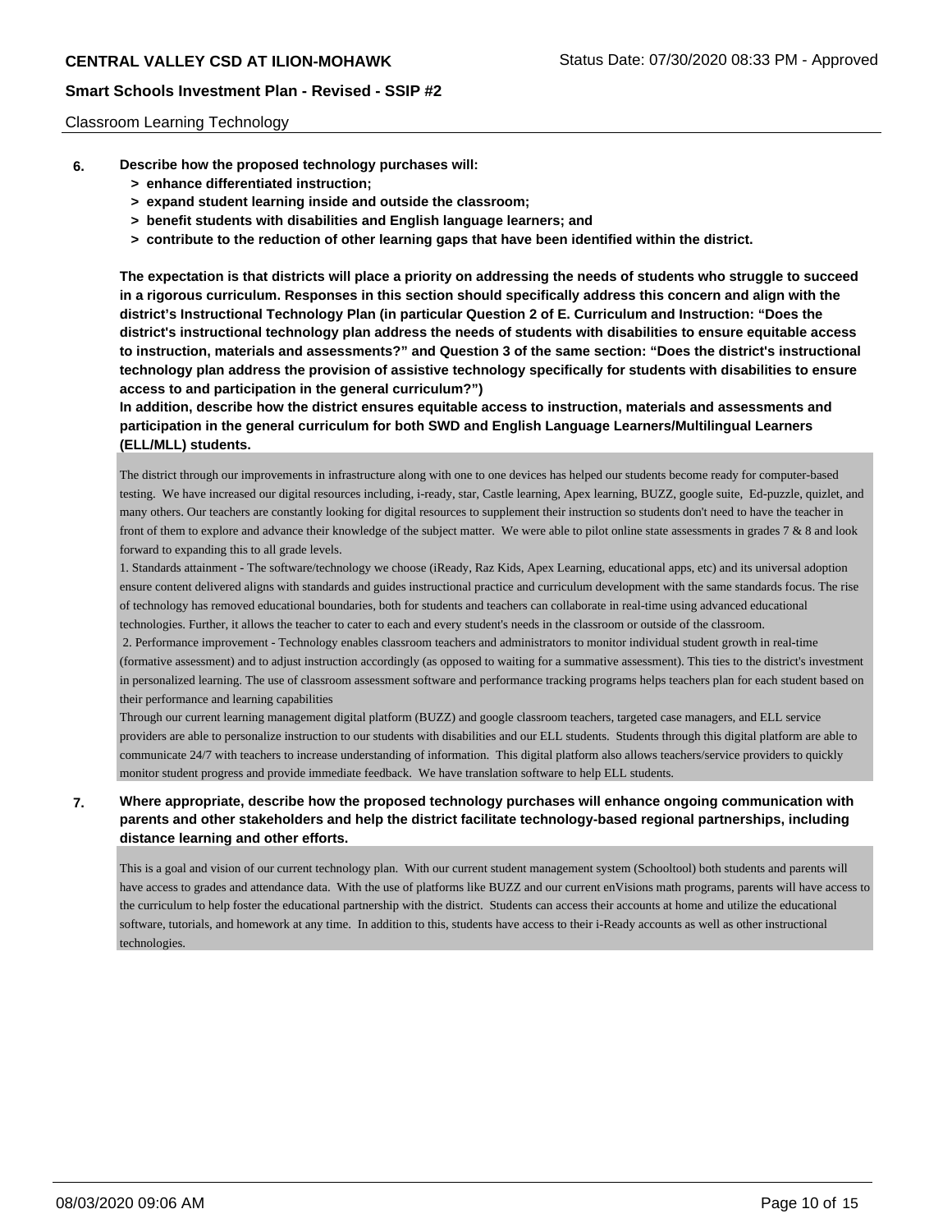Classroom Learning Technology

**6. Describe how the proposed technology purchases will:**

- **> enhance differentiated instruction;**
- **> expand student learning inside and outside the classroom;**
- **> benefit students with disabilities and English language learners; and**
- **> contribute to the reduction of other learning gaps that have been identified within the district.**

**The expectation is that districts will place a priority on addressing the needs of students who struggle to succeed in a rigorous curriculum. Responses in this section should specifically address this concern and align with the district's Instructional Technology Plan (in particular Question 2 of E. Curriculum and Instruction: "Does the district's instructional technology plan address the needs of students with disabilities to ensure equitable access to instruction, materials and assessments?" and Question 3 of the same section: "Does the district's instructional technology plan address the provision of assistive technology specifically for students with disabilities to ensure access to and participation in the general curriculum?")**

**In addition, describe how the district ensures equitable access to instruction, materials and assessments and participation in the general curriculum for both SWD and English Language Learners/Multilingual Learners (ELL/MLL) students.**

The district through our improvements in infrastructure along with one to one devices has helped our students become ready for computer-based testing. We have increased our digital resources including, i-ready, star, Castle learning, Apex learning, BUZZ, google suite, Ed-puzzle, quizlet, and many others. Our teachers are constantly looking for digital resources to supplement their instruction so students don't need to have the teacher in front of them to explore and advance their knowledge of the subject matter. We were able to pilot online state assessments in grades 7 & 8 and look forward to expanding this to all grade levels.

1. Standards attainment - The software/technology we choose (iReady, Raz Kids, Apex Learning, educational apps, etc) and its universal adoption ensure content delivered aligns with standards and guides instructional practice and curriculum development with the same standards focus. The rise of technology has removed educational boundaries, both for students and teachers can collaborate in real-time using advanced educational technologies. Further, it allows the teacher to cater to each and every student's needs in the classroom or outside of the classroom.

2. Performance improvement - Technology enables classroom teachers and administrators to monitor individual student growth in real-time (formative assessment) and to adjust instruction accordingly (as opposed to waiting for a summative assessment). This ties to the district's investment in personalized learning. The use of classroom assessment software and performance tracking programs helps teachers plan for each student based on their performance and learning capabilities

Through our current learning management digital platform (BUZZ) and google classroom teachers, targeted case managers, and ELL service providers are able to personalize instruction to our students with disabilities and our ELL students. Students through this digital platform are able to communicate 24/7 with teachers to increase understanding of information. This digital platform also allows teachers/service providers to quickly monitor student progress and provide immediate feedback. We have translation software to help ELL students.

**7. Where appropriate, describe how the proposed technology purchases will enhance ongoing communication with parents and other stakeholders and help the district facilitate technology-based regional partnerships, including distance learning and other efforts.**

This is a goal and vision of our current technology plan. With our current student management system (Schooltool) both students and parents will have access to grades and attendance data. With the use of platforms like BUZZ and our current enVisions math programs, parents will have access to the curriculum to help foster the educational partnership with the district. Students can access their accounts at home and utilize the educational software, tutorials, and homework at any time. In addition to this, students have access to their i-Ready accounts as well as other instructional technologies.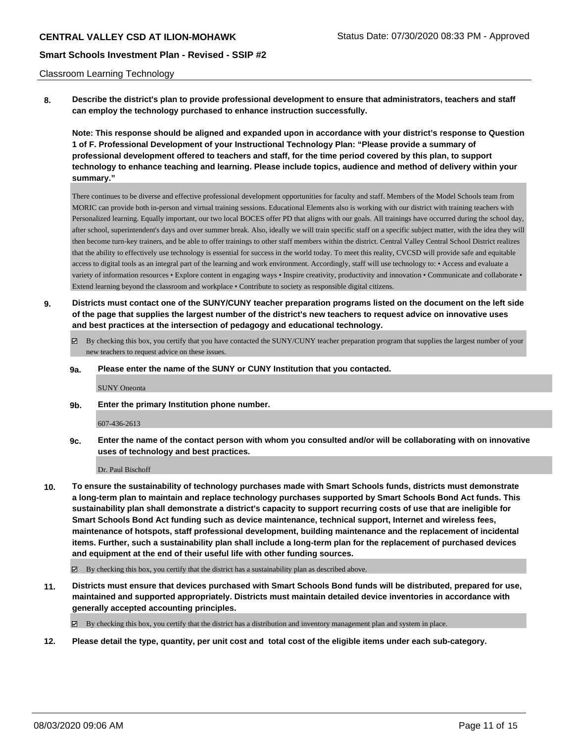Classroom Learning Technology

**8. Describe the district's plan to provide professional development to ensure that administrators, teachers and staff can employ the technology purchased to enhance instruction successfully.**

**Note: This response should be aligned and expanded upon in accordance with your district's response to Question 1 of F. Professional Development of your Instructional Technology Plan: "Please provide a summary of professional development offered to teachers and staff, for the time period covered by this plan, to support technology to enhance teaching and learning. Please include topics, audience and method of delivery within your summary."**

There continues to be diverse and effective professional development opportunities for faculty and staff. Members of the Model Schools team from MORIC can provide both in-person and virtual training sessions. Educational Elements also is working with our district with training teachers with Personalized learning. Equally important, our two local BOCES offer PD that aligns with our goals. All trainings have occurred during the school day, after school, superintendent's days and over summer break. Also, ideally we will train specific staff on a specific subject matter, with the idea they will then become turn-key trainers, and be able to offer trainings to other staff members within the district. Central Valley Central School District realizes that the ability to effectively use technology is essential for success in the world today. To meet this reality, CVCSD will provide safe and equitable access to digital tools as an integral part of the learning and work environment. Accordingly, staff will use technology to: • Access and evaluate a variety of information resources • Explore content in engaging ways • Inspire creativity, productivity and innovation • Communicate and collaborate • Extend learning beyond the classroom and workplace • Contribute to society as responsible digital citizens.

**9. Districts must contact one of the SUNY/CUNY teacher preparation programs listed on the document on the left side of the page that supplies the largest number of the district's new teachers to request advice on innovative uses and best practices at the intersection of pedagogy and educational technology.**

☑ By checking this box, you certify that you have contacted the SUNY/CUNY teacher preparation program that supplies the largest number of your new teachers to request advice on these issues.

**9a. Please enter the name of the SUNY or CUNY Institution that you contacted.**

SUNY Oneonta

**9b. Enter the primary Institution phone number.**

607-436-2613

**9c. Enter the name of the contact person with whom you consulted and/or will be collaborating with on innovative uses of technology and best practices.**

Dr. Paul Bischoff

**10. To ensure the sustainability of technology purchases made with Smart Schools funds, districts must demonstrate a long-term plan to maintain and replace technology purchases supported by Smart Schools Bond Act funds. This sustainability plan shall demonstrate a district's capacity to support recurring costs of use that are ineligible for Smart Schools Bond Act funding such as device maintenance, technical support, Internet and wireless fees, maintenance of hotspots, staff professional development, building maintenance and the replacement of incidental items. Further, such a sustainability plan shall include a long-term plan for the replacement of purchased devices and equipment at the end of their useful life with other funding sources.**

☑ By checking this box, you certify that the district has a sustainability plan as described above.

**11. Districts must ensure that devices purchased with Smart Schools Bond funds will be distributed, prepared for use, maintained and supported appropriately. Districts must maintain detailed device inventories in accordance with generally accepted accounting principles.**

☑ By checking this box, you certify that the district has a distribution and inventory management plan and system in place.

**12. Please detail the type, quantity, per unit cost and total cost of the eligible items under each sub-category.**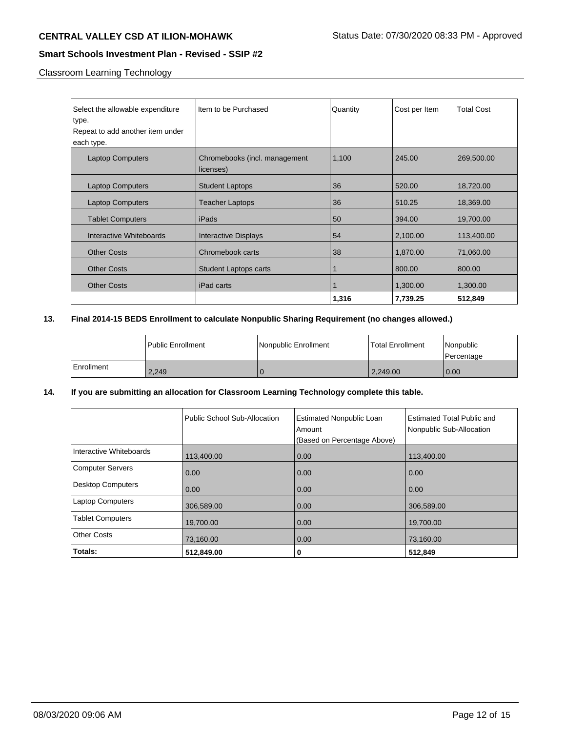Classroom Learning Technology

| Select the allowable expenditure type. Repeat to add another item under each type. | Item to be Purchased | Quantity | Cost per Item | Total Cost |
|---|---|---|---|---|
| Laptop Computers | Chromebooks (incl. management licenses) | 1,100 | 245.00 | 269,500.00 |
| Laptop Computers | Student Laptops | 36 | 520.00 | 18,720.00 |
| Laptop Computers | Teacher Laptops | 36 | 510.25 | 18,369.00 |
| Tablet Computers | iPads | 50 | 394.00 | 19,700.00 |
| Interactive Whiteboards | Interactive Displays | 54 | 2,100.00 | 113,400.00 |
| Other Costs | Chromebook carts | 38 | 1,870.00 | 71,060.00 |
| Other Costs | Student Laptops carts | 1 | 800.00 | 800.00 |
| Other Costs | iPad carts | 1 | 1,300.00 | 1,300.00 |
| | | **1,316** | **7,739.25** | **512,849** |

**13. Final 2014-15 BEDS Enrollment to calculate Nonpublic Sharing Requirement (no changes allowed.)**

| | Public Enrollment | Nonpublic Enrollment | Total Enrollment | Nonpublic Percentage |
|---|---|---|---|---|
| Enrollment | 2,249 | 0 | 2,249.00 | 0.00 |

**14. If you are submitting an allocation for Classroom Learning Technology complete this table.**

| | Public School Sub-Allocation | Estimated Nonpublic Loan Amount (Based on Percentage Above) | Estimated Total Public and Nonpublic Sub-Allocation |
|---|---|---|---|
| Interactive Whiteboards | 113,400.00 | 0.00 | 113,400.00 |
| Computer Servers | 0.00 | 0.00 | 0.00 |
| Desktop Computers | 0.00 | 0.00 | 0.00 |
| Laptop Computers | 306,589.00 | 0.00 | 306,589.00 |
| Tablet Computers | 19,700.00 | 0.00 | 19,700.00 |
| Other Costs | 73,160.00 | 0.00 | 73,160.00 |
| **Totals:** | **512,849.00** | **0** | **512,849** |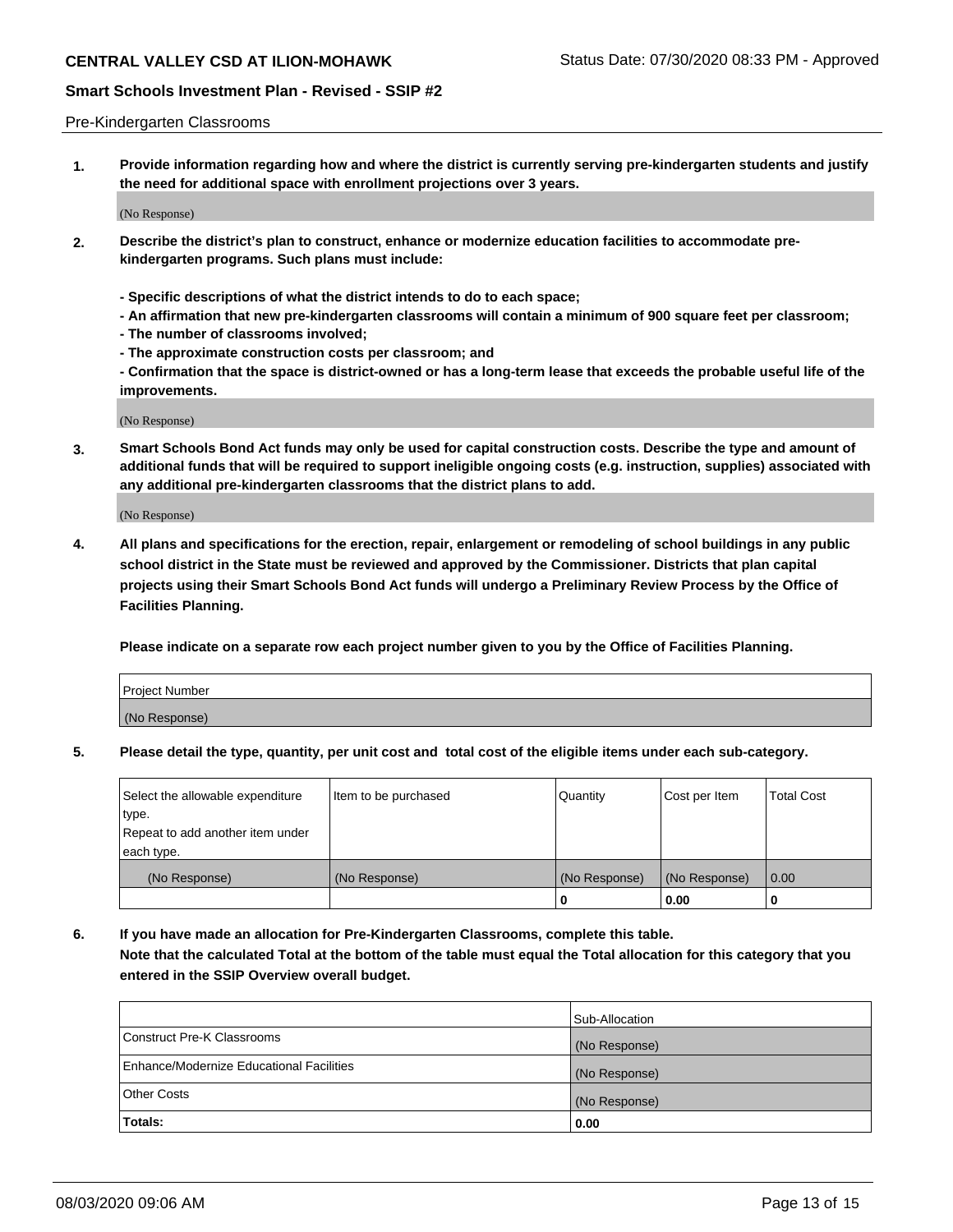Pre-Kindergarten Classrooms

**1. Provide information regarding how and where the district is currently serving pre-kindergarten students and justify the need for additional space with enrollment projections over 3 years.**

(No Response)

**2. Describe the district's plan to construct, enhance or modernize education facilities to accommodate pre-kindergarten programs. Such plans must include:**

**- Specific descriptions of what the district intends to do to each space;**
**- An affirmation that new pre-kindergarten classrooms will contain a minimum of 900 square feet per classroom;**
**- The number of classrooms involved;**
**- The approximate construction costs per classroom; and**
**- Confirmation that the space is district-owned or has a long-term lease that exceeds the probable useful life of the improvements.**

(No Response)

**3. Smart Schools Bond Act funds may only be used for capital construction costs. Describe the type and amount of additional funds that will be required to support ineligible ongoing costs (e.g. instruction, supplies) associated with any additional pre-kindergarten classrooms that the district plans to add.**

(No Response)

**4. All plans and specifications for the erection, repair, enlargement or remodeling of school buildings in any public school district in the State must be reviewed and approved by the Commissioner. Districts that plan capital projects using their Smart Schools Bond Act funds will undergo a Preliminary Review Process by the Office of Facilities Planning.**

**Please indicate on a separate row each project number given to you by the Office of Facilities Planning.**

| Project Number |
|---|
| (No Response) |

**5. Please detail the type, quantity, per unit cost and total cost of the eligible items under each sub-category.**

| Select the allowable expenditure type. Repeat to add another item under each type. | Item to be purchased | Quantity | Cost per Item | Total Cost |
|---|---|---|---|---|
| (No Response) | (No Response) | (No Response) | (No Response) | 0.00 |
| | | 0 | 0.00 | 0 |

**6. If you have made an allocation for Pre-Kindergarten Classrooms, complete this table. Note that the calculated Total at the bottom of the table must equal the Total allocation for this category that you entered in the SSIP Overview overall budget.**

| | Sub-Allocation |
|---|---|
| Construct Pre-K Classrooms | (No Response) |
| Enhance/Modernize Educational Facilities | (No Response) |
| Other Costs | (No Response) |
| **Totals:** | **0.00** |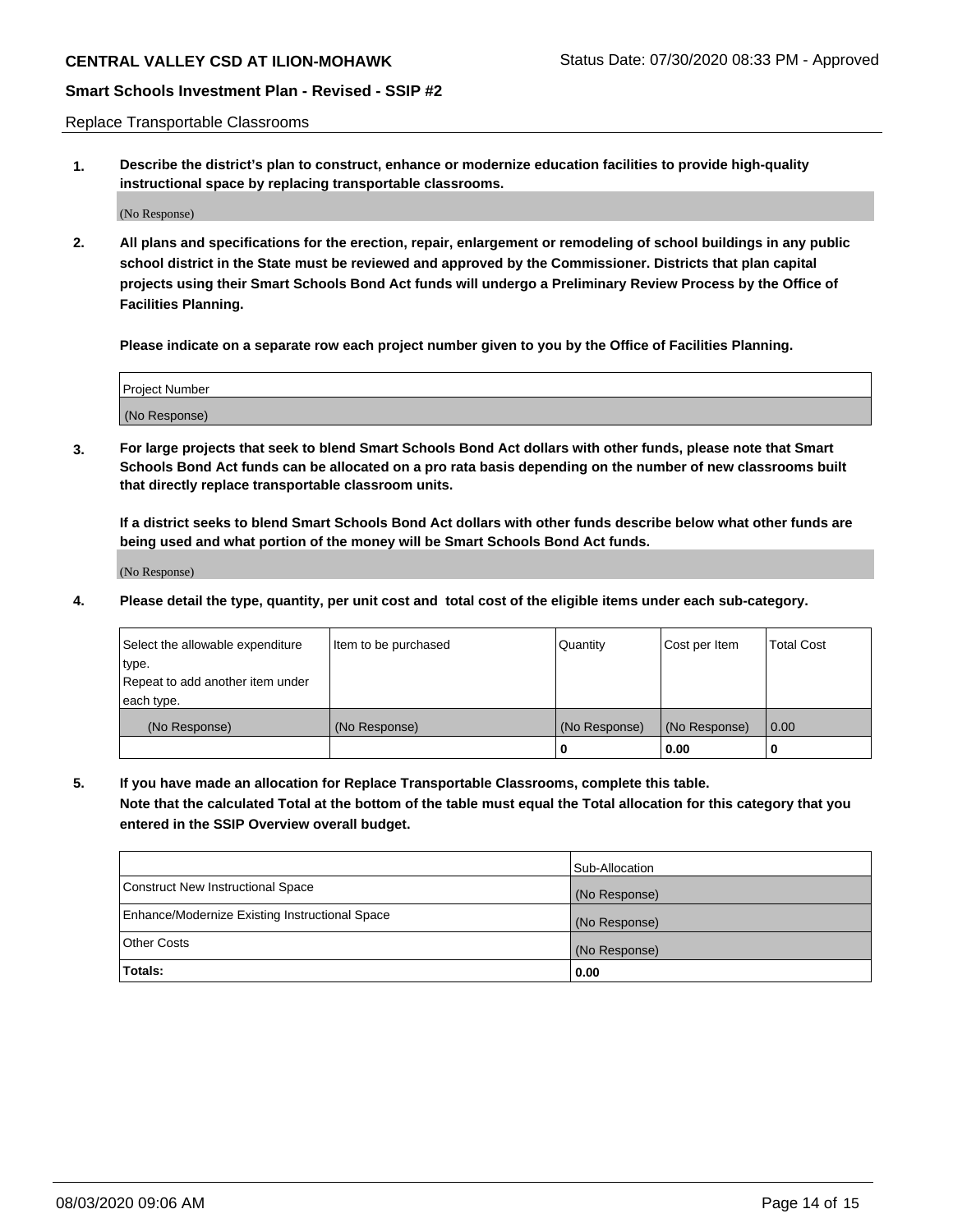Replace Transportable Classrooms

1. **Describe the district's plan to construct, enhance or modernize education facilities to provide high-quality instructional space by replacing transportable classrooms.**

(No Response)

2. **All plans and specifications for the erection, repair, enlargement or remodeling of school buildings in any public school district in the State must be reviewed and approved by the Commissioner. Districts that plan capital projects using their Smart Schools Bond Act funds will undergo a Preliminary Review Process by the Office of Facilities Planning.**

**Please indicate on a separate row each project number given to you by the Office of Facilities Planning.**

| Project Number |
| --- |
| (No Response) |

3. **For large projects that seek to blend Smart Schools Bond Act dollars with other funds, please note that Smart Schools Bond Act funds can be allocated on a pro rata basis depending on the number of new classrooms built that directly replace transportable classroom units.**

**If a district seeks to blend Smart Schools Bond Act dollars with other funds describe below what other funds are being used and what portion of the money will be Smart Schools Bond Act funds.**

(No Response)

4. **Please detail the type, quantity, per unit cost and total cost of the eligible items under each sub-category.**

| Select the allowable expenditure type. Repeat to add another item under each type. | Item to be purchased | Quantity | Cost per Item | Total Cost |
| --- | --- | --- | --- | --- |
| (No Response) | (No Response) | (No Response) | (No Response) | 0.00 |
| | | 0 | 0.00 | 0 |

5. **If you have made an allocation for Replace Transportable Classrooms, complete this table. Note that the calculated Total at the bottom of the table must equal the Total allocation for this category that you entered in the SSIP Overview overall budget.**

| | Sub-Allocation |
| --- | --- |
| Construct New Instructional Space | (No Response) |
| Enhance/Modernize Existing Instructional Space | (No Response) |
| Other Costs | (No Response) |
| **Totals:** | **0.00** |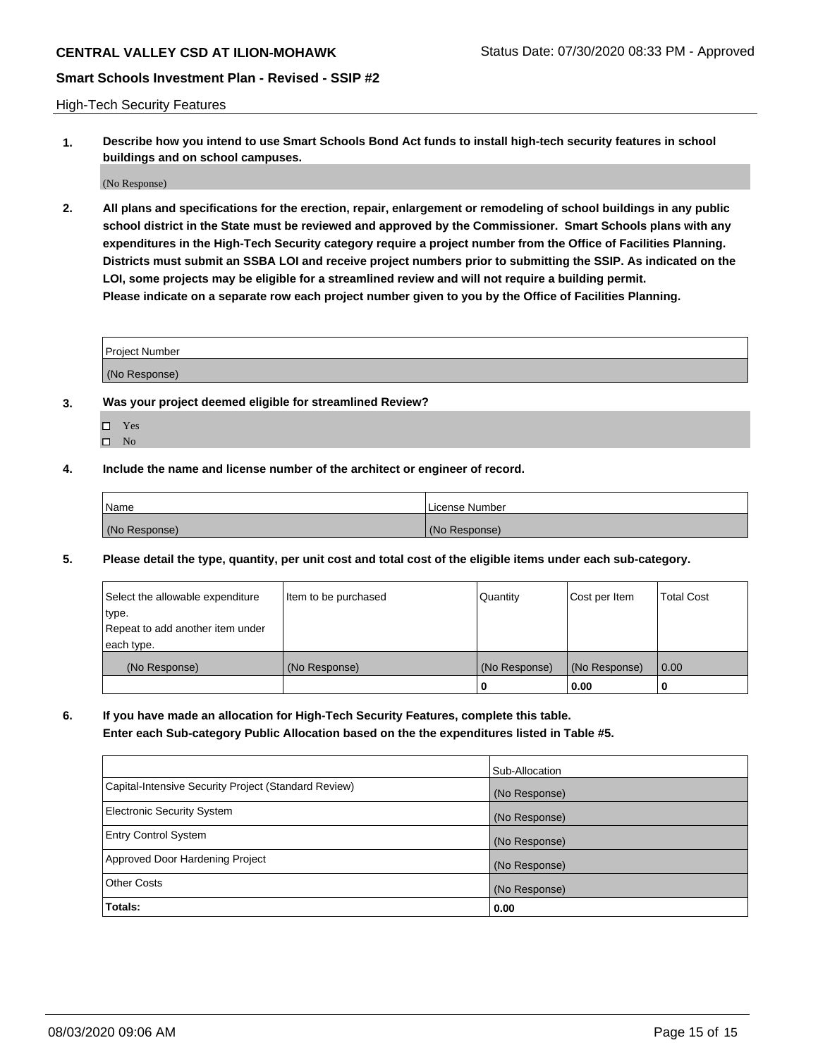High-Tech Security Features

**1. Describe how you intend to use Smart Schools Bond Act funds to install high-tech security features in school buildings and on school campuses.**

(No Response)

**2. All plans and specifications for the erection, repair, enlargement or remodeling of school buildings in any public school district in the State must be reviewed and approved by the Commissioner. Smart Schools plans with any expenditures in the High-Tech Security category require a project number from the Office of Facilities Planning. Districts must submit an SSBA LOI and receive project numbers prior to submitting the SSIP. As indicated on the LOI, some projects may be eligible for a streamlined review and will not require a building permit. Please indicate on a separate row each project number given to you by the Office of Facilities Planning.**

| Project Number |
| --- |
| (No Response) |

**3. Was your project deemed eligible for streamlined Review?**

- ☐ Yes
- ☐ No

**4. Include the name and license number of the architect or engineer of record.**

| Name | License Number |
| --- | --- |
| (No Response) | (No Response) |

**5. Please detail the type, quantity, per unit cost and total cost of the eligible items under each sub-category.**

| Select the allowable expenditure type. Repeat to add another item under each type. | Item to be purchased | Quantity | Cost per Item | Total Cost |
| --- | --- | --- | --- | --- |
| (No Response) | (No Response) | (No Response) | (No Response) | 0.00 |
| | | 0 | 0.00 | 0 |

**6. If you have made an allocation for High-Tech Security Features, complete this table. Enter each Sub-category Public Allocation based on the the expenditures listed in Table #5.**

| | Sub-Allocation |
| --- | --- |
| Capital-Intensive Security Project (Standard Review) | (No Response) |
| Electronic Security System | (No Response) |
| Entry Control System | (No Response) |
| Approved Door Hardening Project | (No Response) |
| Other Costs | (No Response) |
| **Totals:** | **0.00** |